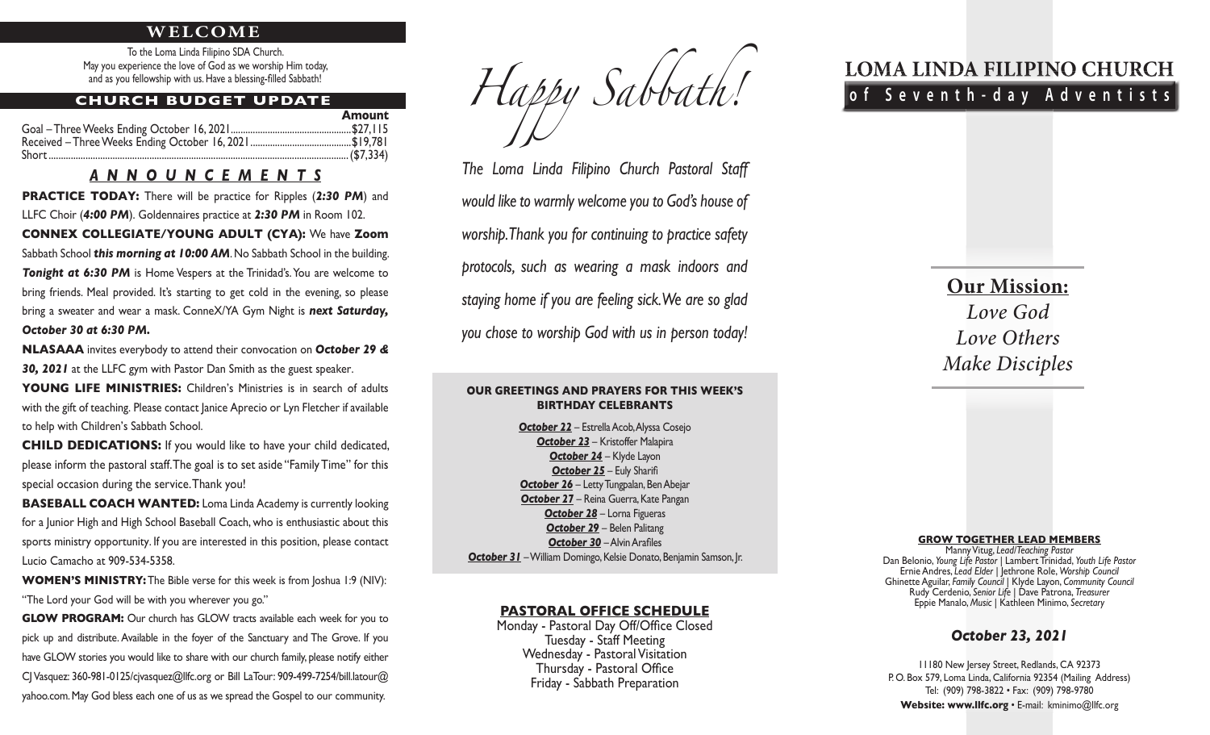## WELCOME

To the Loma Linda Filipino SDA Church.
May you experience the love of God as we worship Him today, and as you fellowship with us. Have a blessing-filled Sabbath!

## CHURCH BUDGET UPDATE

| | Amount |
|---|---|
| Goal – Three Weeks Ending October 16, 2021 | $27,115 |
| Received – Three Weeks Ending October 16, 2021 | $19,781 |
| Short | ($7,334) |

## *ANNOUNCEMENTS*

**PRACTICE TODAY:** There will be practice for Ripples (***2:30 PM***) and LLFC Choir (***4:00 PM***). Goldennaires practice at ***2:30 PM*** in Room 102.

**CONNEX COLLEGIATE/YOUNG ADULT (CYA):** We have **Zoom** Sabbath School ***this morning at 10:00 AM***. No Sabbath School in the building. ***Tonight at 6:30 PM*** is Home Vespers at the Trinidad's. You are welcome to bring friends. Meal provided. It's starting to get cold in the evening, so please bring a sweater and wear a mask. ConneX/YA Gym Night is ***next Saturday, October 30 at 6:30 PM.***

**NLASAAA** invites everybody to attend their convocation on ***October 29 & 30, 2021*** at the LLFC gym with Pastor Dan Smith as the guest speaker.

**YOUNG LIFE MINISTRIES:** Children's Ministries is in search of adults with the gift of teaching. Please contact Janice Aprecio or Lyn Fletcher if available to help with Children's Sabbath School.

**CHILD DEDICATIONS:** If you would like to have your child dedicated, please inform the pastoral staff. The goal is to set aside "Family Time" for this special occasion during the service. Thank you!

**BASEBALL COACH WANTED:** Loma Linda Academy is currently looking for a Junior High and High School Baseball Coach, who is enthusiastic about this sports ministry opportunity. If you are interested in this position, please contact Lucio Camacho at 909-534-5358.

**WOMEN'S MINISTRY:** The Bible verse for this week is from Joshua 1:9 (NIV): "The Lord your God will be with you wherever you go."

**GLOW PROGRAM:** Our church has GLOW tracts available each week for you to pick up and distribute. Available in the foyer of the Sanctuary and The Grove. If you have GLOW stories you would like to share with our church family, please notify either CJ Vasquez: 360-981-0125/cjvasquez@llfc.org or Bill LaTour: 909-499-7254/bill.latour@yahoo.com. May God bless each one of us as we spread the Gospel to our community.

# *Happy Sabbath!*

*The Loma Linda Filipino Church Pastoral Staff would like to warmly welcome you to God's house of worship. Thank you for continuing to practice safety protocols, such as wearing a mask indoors and staying home if you are feeling sick. We are so glad you chose to worship God with us in person today!*

### OUR GREETINGS AND PRAYERS FOR THIS WEEK'S BIRTHDAY CELEBRANTS

***October 22*** – Estrella Acob, Alyssa Cosejo
***October 23*** – Kristoffer Malapira
***October 24*** – Klyde Layon
***October 25*** – Euly Sharifi
***October 26*** – Letty Tungpalan, Ben Abejar
***October 27*** – Reina Guerra, Kate Pangan
***October 28*** – Lorna Figueras
***October 29*** – Belen Palitang
***October 30*** – Alvin Arafiles
***October 31*** – William Domingo, Kelsie Donato, Benjamin Samson, Jr.

### PASTORAL OFFICE SCHEDULE

Monday - Pastoral Day Off/Office Closed
Tuesday - Staff Meeting
Wednesday - Pastoral Visitation
Thursday - Pastoral Office
Friday - Sabbath Preparation

# LOMA LINDA FILIPINO CHURCH
## of Seventh-day Adventists

## Our Mission:
*Love God*
*Love Others*
*Make Disciples*

### GROW TOGETHER LEAD MEMBERS

Manny Vitug, *Lead/Teaching Pastor*
Dan Belonio, *Young Life Pastor* | Lambert Trinidad, *Youth Life Pastor*
Ernie Andres, *Lead Elder* | Jethrone Role, *Worship Council*
Ghinette Aguilar, *Family Council* | Klyde Layon, *Community Council*
Rudy Cerdenio, *Senior Life* | Dave Patrona, *Treasurer*
Eppie Manalo, *Music* | Kathleen Minimo, *Secretary*

### *October 23, 2021*

11180 New Jersey Street, Redlands, CA 92373
P. O. Box 579, Loma Linda, California 92354 (Mailing Address)
Tel: (909) 798-3822 • Fax: (909) 798-9780
**Website: www.llfc.org** • E-mail: kminimo@llfc.org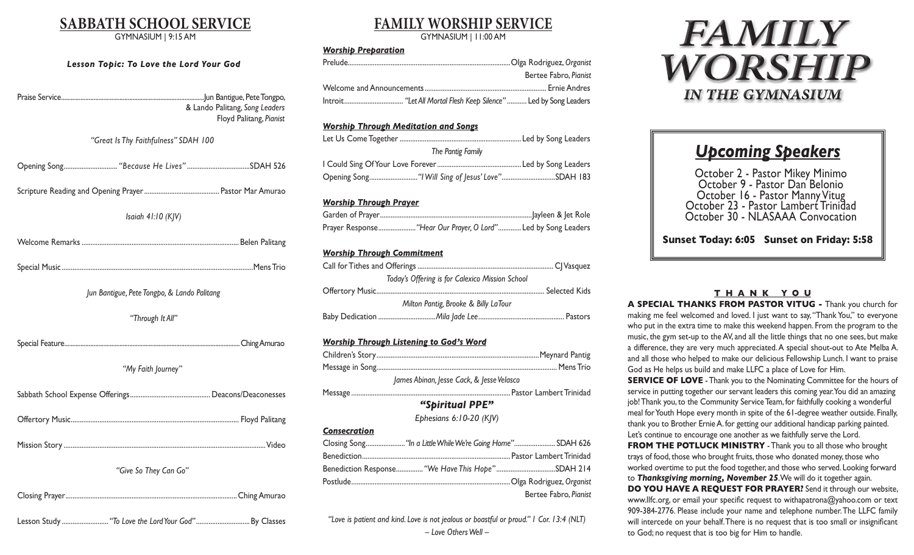# SABBATH SCHOOL SERVICE

GYMNASIUM | 9:15 AM

***Lesson Topic: To Love the Lord Your God***

Praise Service....................Jun Bantigue, Pete Tongpo, & Lando Palitang, *Song Leaders*
Floyd Palitang, *Pianist*

*"Great Is Thy Faithfulness" SDAH 100*

Opening Song.................... *"Because He Lives"* ....................SDAH 526

Scripture Reading and Opening Prayer.................... Pastor Mar Amurao

*Isaiah 41:10 (KJV)*

Welcome Remarks.................... Belen Palitang

Special Music.................... Mens Trio

*Jun Bantigue, Pete Tongpo, & Lando Palitang*

*"Through It All"*

Special Feature.................... Ching Amurao

*"My Faith Journey"*

Sabbath School Expense Offerings.................... Deacons/Deaconesses

Offertory Music.................... Floyd Palitang

Mission Story.................... Video

*"Give So They Can Go"*

Closing Prayer.................... Ching Amurao

Lesson Study.................... *"To Love the Lord Your God"*.................... By Classes

# FAMILY WORSHIP SERVICE

GYMNASIUM | 11:00 AM

***Worship Preparation***

Prelude.................... Olga Rodriguez, *Organist*
Bertee Fabro, *Pianist*

Welcome and Announcements.................... Ernie Andres

Introit.................... *"Let All Mortal Flesh Keep Silence"* .................... Led by Song Leaders

***Worship Through Meditation and Songs***

Let Us Come Together.................... Led by Song Leaders

*The Pantig Family*

I Could Sing Of Your Love Forever.................... Led by Song Leaders

Opening Song.................... *"I Will Sing of Jesus' Love"*.................... SDAH 183

***Worship Through Prayer***

Garden of Prayer.................... Jayleen & Jet Role

Prayer Response.................... *"Hear Our Prayer, O Lord"*.................... Led by Song Leaders

***Worship Through Commitment***

Call for Tithes and Offerings.................... CJ Vasquez

*Today's Offering is for Calexico Mission School*

Offertory Music.................... Selected Kids

*Milton Pantig, Brooke & Billy LaTour*

Baby Dedication.................... *Mila Jade Lee*.................... Pastors

***Worship Through Listening to God's Word***

Children's Story.................... Meynard Pantig

Message in Song.................... Mens Trio

*James Abinan, Jesse Cack, & Jesse Velasco*

Message.................... Pastor Lambert Trinidad

***"Spiritual PPE"***

*Ephesians 6:10-20 (KJV)*

***Consecration***

Closing Song.................... *"In a Little While We're Going Home"*.................... SDAH 626

Benediction.................... Pastor Lambert Trinidad

Benediction Response.................... *"We Have This Hope"*.................... SDAH 214

Postlude.................... Olga Rodriguez, *Organist*
Bertee Fabro, *Pianist*

*"Love is patient and kind. Love is not jealous or boastful or proud." 1 Cor. 13:4 (NLT)*

*– Love Others Well –*

# FAMILY WORSHIP

## IN THE GYMNASIUM

## *Upcoming Speakers*

October 2 - Pastor Mikey Minimo
October 9 - Pastor Dan Belonio
October 16 - Pastor Manny Vitug
October 23 - Pastor Lambert Trinidad
October 30 - NLASAAA Convocation

**Sunset Today: 6:05 Sunset on Friday: 5:58**

## THANK YOU

**A SPECIAL THANKS FROM PASTOR VITUG -** Thank you church for making me feel welcomed and loved. I just want to say, "Thank You," to everyone who put in the extra time to make this weekend happen. From the program to the music, the gym set-up to the AV, and all the little things that no one sees, but make a difference, they are very much appreciated. A special shout-out to Ate Melba A. and all those who helped to make our delicious Fellowship Lunch. I want to praise God as He helps us build and make LLFC a place of Love for Him.

**SERVICE OF LOVE** - Thank you to the Nominating Committee for the hours of service in putting together our servant leaders this coming year. You did an amazing job! Thank you, to the Community Service Team, for faithfully cooking a wonderful meal for Youth Hope every month in spite of the 61-degree weather outside. Finally, thank you to Brother Ernie A. for getting our additional handicap parking painted. Let's continue to encourage one another as we faithfully serve the Lord.

**FROM THE POTLUCK MINISTRY** - Thank you to all those who brought trays of food, those who brought fruits, those who donated money, those who worked overtime to put the food together, and those who served. Looking forward to ***Thanksgiving morning, November 25***. We will do it together again.

**DO YOU HAVE A REQUEST FOR PRAYER?** Send it through our website, www.llfc.org, or email your specific request to withapatrona@yahoo.com or text 909-384-2776. Please include your name and telephone number. The LLFC family will intercede on your behalf. There is no request that is too small or insignificant to God; no request that is too big for Him to handle.